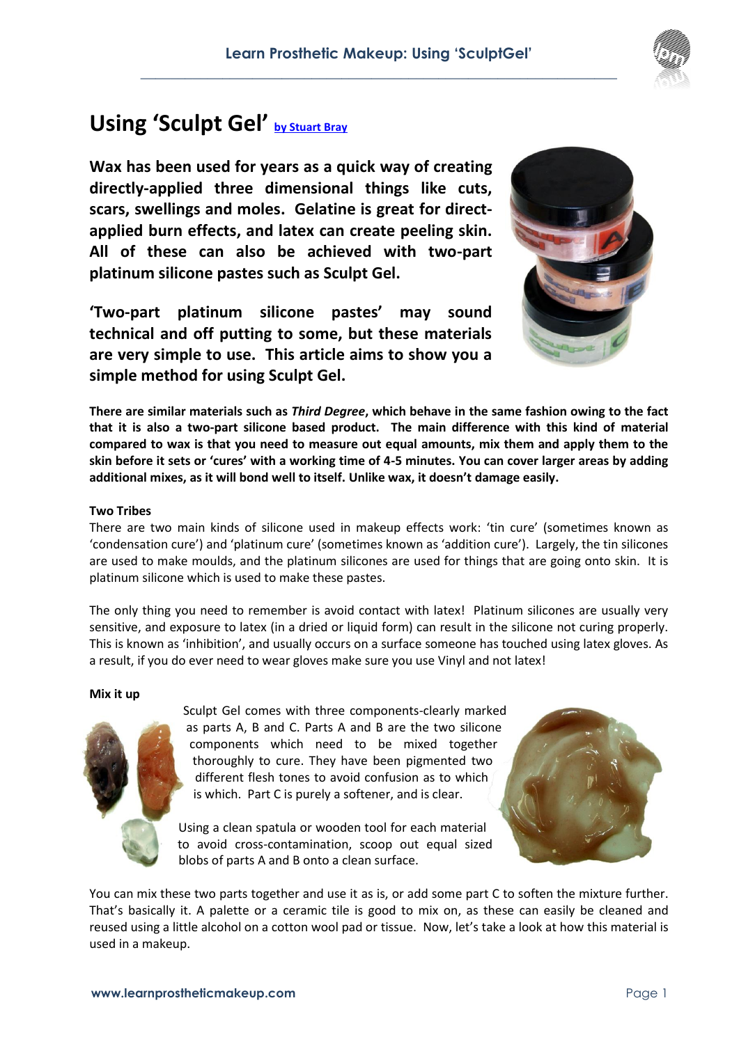# Using 'Sculpt Gel' by Stuart Bray

**Wax has been used for years as a quick way of creating directly-applied three dimensional things like cuts, scars, swellings and moles. Gelatine is great for direct-applied burn effects, and latex can create peeling skin. All of these can also be achieved with two-part platinum silicone pastes such as Sculpt Gel.**

**'Two-part platinum silicone pastes' may sound technical and off putting to some, but these materials are very simple to use. This article aims to show you a simple method for using Sculpt Gel.**

**There are similar materials such as *Third Degree*, which behave in the same fashion owing to the fact that it is also a two-part silicone based product. The main difference with this kind of material compared to wax is that you need to measure out equal amounts, mix them and apply them to the skin before it sets or 'cures' with a working time of 4-5 minutes. You can cover larger areas by adding additional mixes, as it will bond well to itself. Unlike wax, it doesn't damage easily.**

### Two Tribes

There are two main kinds of silicone used in makeup effects work: 'tin cure' (sometimes known as 'condensation cure') and 'platinum cure' (sometimes known as 'addition cure'). Largely, the tin silicones are used to make moulds, and the platinum silicones are used for things that are going onto skin. It is platinum silicone which is used to make these pastes.

The only thing you need to remember is avoid contact with latex! Platinum silicones are usually very sensitive, and exposure to latex (in a dried or liquid form) can result in the silicone not curing properly. This is known as 'inhibition', and usually occurs on a surface someone has touched using latex gloves. As a result, if you do ever need to wear gloves make sure you use Vinyl and not latex!

### Mix it up

Sculpt Gel comes with three components-clearly marked as parts A, B and C. Parts A and B are the two silicone components which need to be mixed together thoroughly to cure. They have been pigmented two different flesh tones to avoid confusion as to which is which. Part C is purely a softener, and is clear.

Using a clean spatula or wooden tool for each material to avoid cross-contamination, scoop out equal sized blobs of parts A and B onto a clean surface.

You can mix these two parts together and use it as is, or add some part C to soften the mixture further. That's basically it. A palette or a ceramic tile is good to mix on, as these can easily be cleaned and reused using a little alcohol on a cotton wool pad or tissue. Now, let's take a look at how this material is used in a makeup.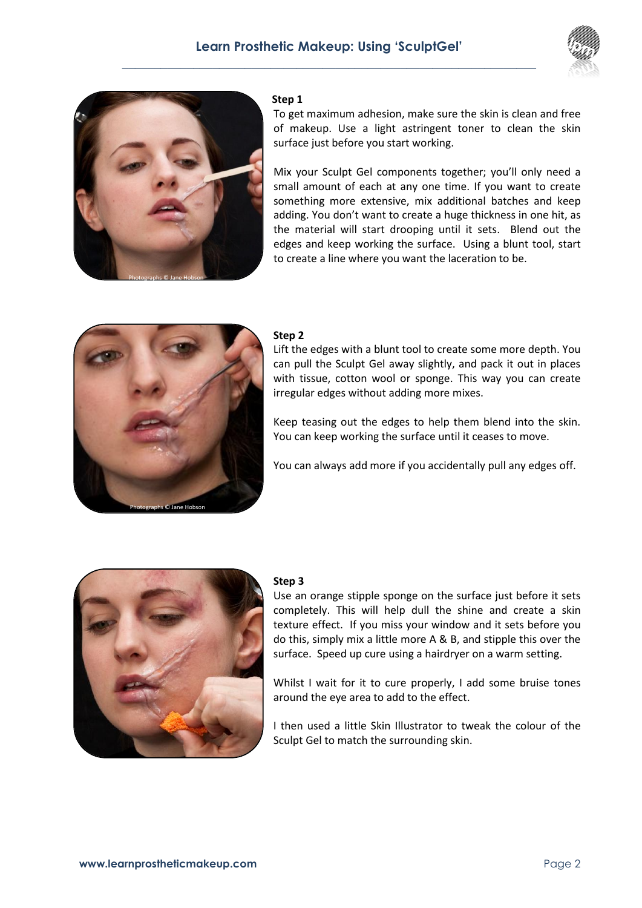### Step 1

To get maximum adhesion, make sure the skin is clean and free of makeup. Use a light astringent toner to clean the skin surface just before you start working.

Mix your Sculpt Gel components together; you'll only need a small amount of each at any one time. If you want to create something more extensive, mix additional batches and keep adding. You don't want to create a huge thickness in one hit, as the material will start drooping until it sets. Blend out the edges and keep working the surface. Using a blunt tool, start to create a line where you want the laceration to be.

Photographs © Jane Hobson

### Step 2

Lift the edges with a blunt tool to create some more depth. You can pull the Sculpt Gel away slightly, and pack it out in places with tissue, cotton wool or sponge. This way you can create irregular edges without adding more mixes.

Keep teasing out the edges to help them blend into the skin. You can keep working the surface until it ceases to move.

You can always add more if you accidentally pull any edges off.

Photographs © Jane Hobson

### Step 3

Use an orange stipple sponge on the surface just before it sets completely. This will help dull the shine and create a skin texture effect. If you miss your window and it sets before you do this, simply mix a little more A & B, and stipple this over the surface. Speed up cure using a hairdryer on a warm setting.

Whilst I wait for it to cure properly, I add some bruise tones around the eye area to add to the effect.

I then used a little Skin Illustrator to tweak the colour of the Sculpt Gel to match the surrounding skin.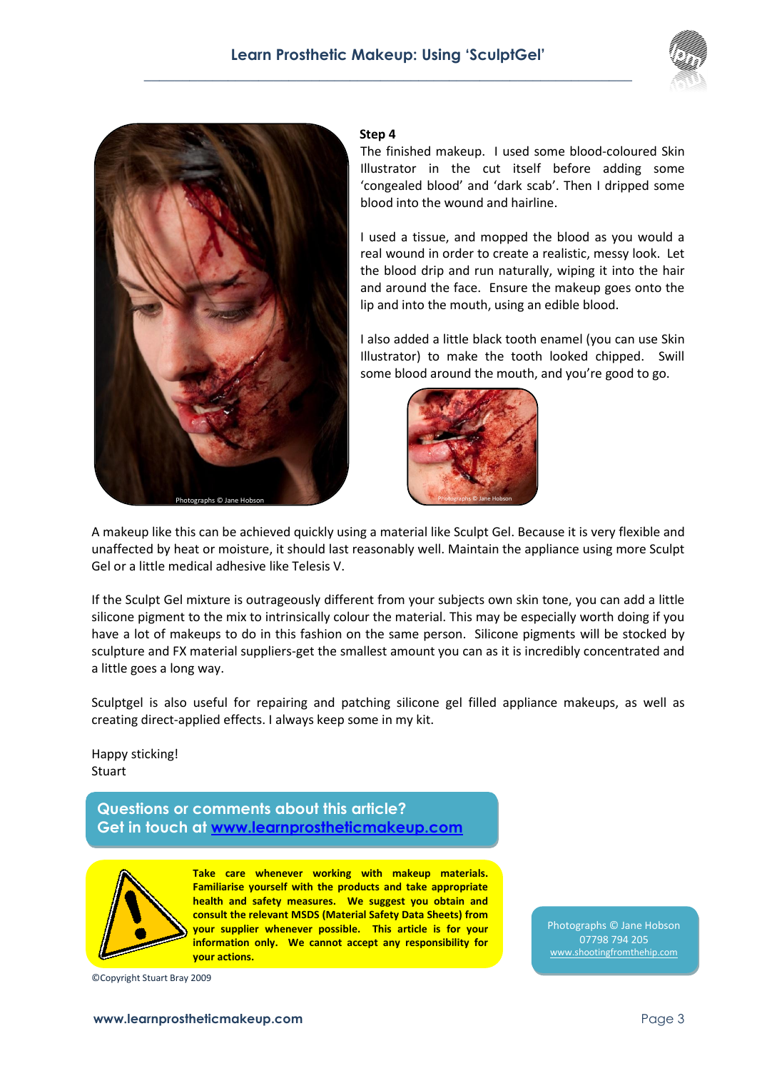### Step 4

The finished makeup. I used some blood-coloured Skin Illustrator in the cut itself before adding some 'congealed blood' and 'dark scab'. Then I dripped some blood into the wound and hairline.

I used a tissue, and mopped the blood as you would a real wound in order to create a realistic, messy look. Let the blood drip and run naturally, wiping it into the hair and around the face. Ensure the makeup goes onto the lip and into the mouth, using an edible blood.

I also added a little black tooth enamel (you can use Skin Illustrator) to make the tooth looked chipped. Swill some blood around the mouth, and you're good to go.

Photographs © Jane Hobson

Photographs © Jane Hobson

A makeup like this can be achieved quickly using a material like Sculpt Gel. Because it is very flexible and unaffected by heat or moisture, it should last reasonably well. Maintain the appliance using more Sculpt Gel or a little medical adhesive like Telesis V.

If the Sculpt Gel mixture is outrageously different from your subjects own skin tone, you can add a little silicone pigment to the mix to intrinsically colour the material. This may be especially worth doing if you have a lot of makeups to do in this fashion on the same person. Silicone pigments will be stocked by sculpture and FX material suppliers-get the smallest amount you can as it is incredibly concentrated and a little goes a long way.

Sculptgel is also useful for repairing and patching silicone gel filled appliance makeups, as well as creating direct-applied effects. I always keep some in my kit.

Happy sticking!
Stuart

**Questions or comments about this article?**
**Get in touch at [www.learnprostheticmakeup.com](http://www.learnprostheticmakeup.com)**

**Take care whenever working with makeup materials. Familiarise yourself with the products and take appropriate health and safety measures. We suggest you obtain and consult the relevant MSDS (Material Safety Data Sheets) from your supplier whenever possible. This article is for your information only. We cannot accept any responsibility for your actions.**

Photographs © Jane Hobson
07798 794 205
www.shootingfromthehip.com

©Copyright Stuart Bray 2009